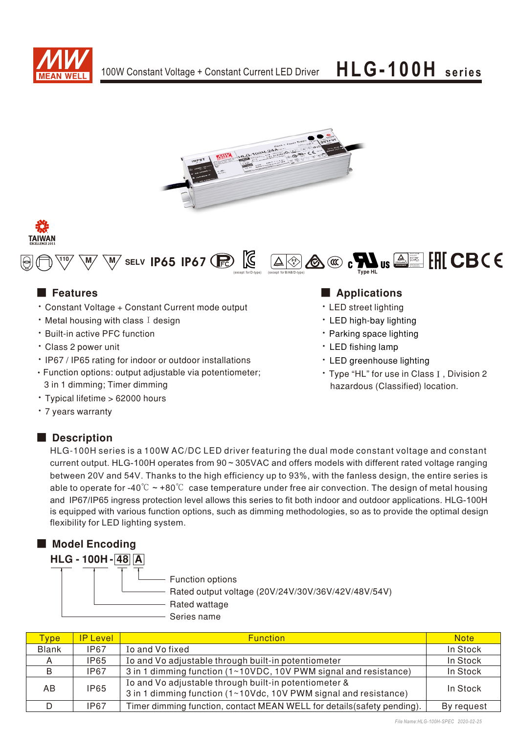# 100W Constant Voltage + Constant Current LED Driver — HLG-100H series

SELV IP65 IP67

(except for D-type) (except for B/AB/D-type)

Type HL

## Features

- Constant Voltage + Constant Current mode output
- Metal housing with class Ⅰ design
- Built-in active PFC function
- Class 2 power unit
- IP67 / IP65 rating for indoor or outdoor installations
- Function options: output adjustable via potentiometer; 3 in 1 dimming; Timer dimming
- Typical lifetime > 62000 hours
- 7 years warranty

## Applications

- LED street lighting
- LED high-bay lighting
- Parking space lighting
- LED fishing lamp
- LED greenhouse lighting
- Type "HL" for use in Class Ⅰ, Division 2 hazardous (Classified) location.

## Description

HLG-100H series is a 100W AC/DC LED driver featuring the dual mode constant voltage and constant current output. HLG-100H operates from 90 ~ 305VAC and offers models with different rated voltage ranging between 20V and 54V. Thanks to the high efficiency up to 93%, with the fanless design, the entire series is able to operate for -40℃ ~ +80℃ case temperature under free air convection. The design of metal housing and IP67/IP65 ingress protection level allows this series to fit both indoor and outdoor applications. HLG-100H is equipped with various function options, such as dimming methodologies, so as to provide the optimal design flexibility for LED lighting system.

## Model Encoding

**HLG - 100H - 48 A**

- A: Function options
- 48: Rated output voltage (20V/24V/30V/36V/42V/48V/54V)
- 100H: Rated wattage
- HLG: Series name

| Type | IP Level | Function | Note |
|---|---|---|---|
| Blank | IP67 | Io and Vo fixed | In Stock |
| A | IP65 | Io and Vo adjustable through built-in potentiometer | In Stock |
| B | IP67 | 3 in 1 dimming function (1~10VDC, 10V PWM signal and resistance) | In Stock |
| AB | IP65 | Io and Vo adjustable through built-in potentiometer & 3 in 1 dimming function (1~10Vdc, 10V PWM signal and resistance) | In Stock |
| D | IP67 | Timer dimming function, contact MEAN WELL for details(safety pending). | By request |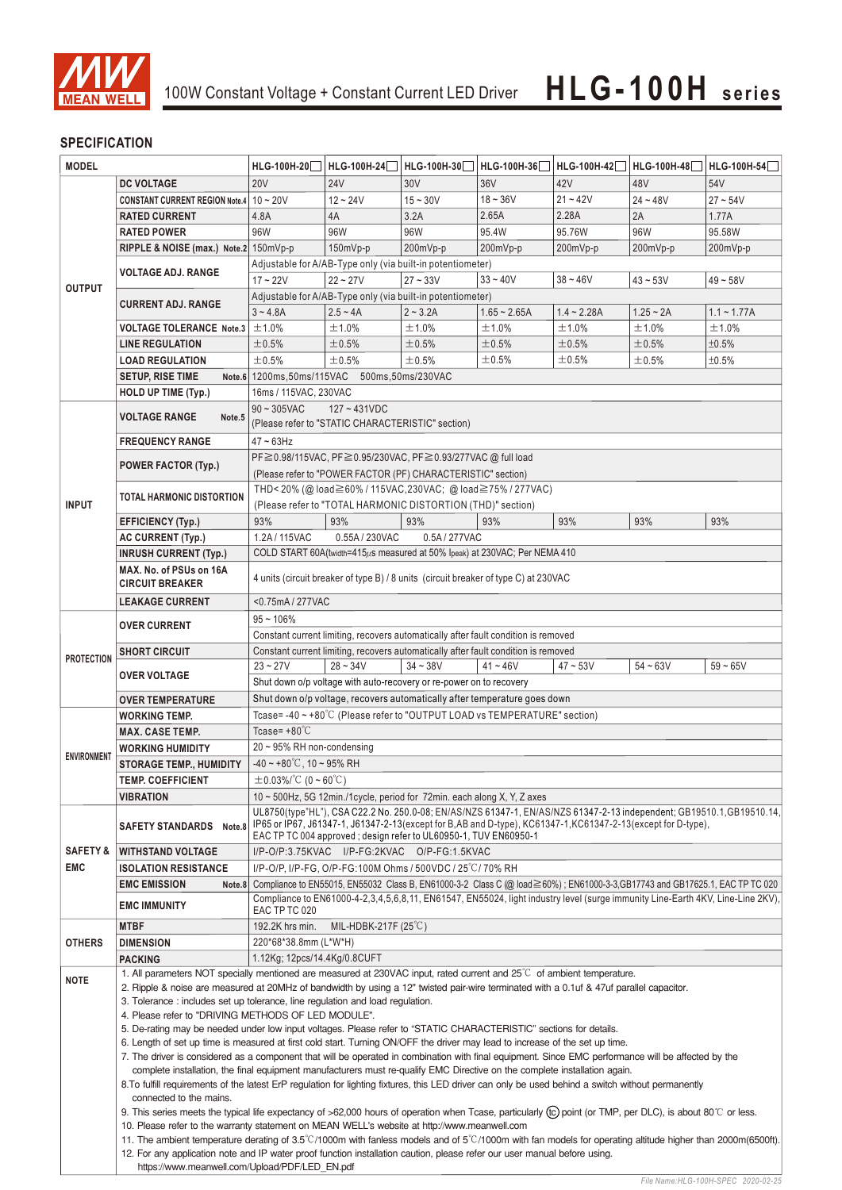100W Constant Voltage + Constant Current LED Driver **HLG-100H series**

## SPECIFICATION

| MODEL | | HLG-100H-20☐ | HLG-100H-24☐ | HLG-100H-30☐ | HLG-100H-36☐ | HLG-100H-42☐ | HLG-100H-48☐ | HLG-100H-54☐ |
|---|---|---|---|---|---|---|---|---|
| OUTPUT | DC VOLTAGE | 20V | 24V | 30V | 36V | 42V | 48V | 54V |
| | CONSTANT CURRENT REGION Note.4 | 10 ~ 20V | 12 ~ 24V | 15 ~ 30V | 18 ~ 36V | 21 ~ 42V | 24 ~ 48V | 27 ~ 54V |
| | RATED CURRENT | 4.8A | 4A | 3.2A | 2.65A | 2.28A | 2A | 1.77A |
| | RATED POWER | 96W | 96W | 96W | 95.4W | 95.76W | 96W | 95.58W |
| | RIPPLE & NOISE (max.) Note.2 | 150mVp-p | 150mVp-p | 200mVp-p | 200mVp-p | 200mVp-p | 200mVp-p | 200mVp-p |
| | VOLTAGE ADJ. RANGE | Adjustable for A/AB-Type only (via built-in potentiometer) | | | | | | |
| | | 17 ~ 22V | 22 ~ 27V | 27 ~ 33V | 33 ~ 40V | 38 ~ 46V | 43 ~ 53V | 49 ~ 58V |
| | CURRENT ADJ. RANGE | Adjustable for A/AB-Type only (via built-in potentiometer) | | | | | | |
| | | 3 ~ 4.8A | 2.5 ~ 4A | 2 ~ 3.2A | 1.65 ~ 2.65A | 1.4 ~ 2.28A | 1.25 ~ 2A | 1.1 ~ 1.77A |
| | VOLTAGE TOLERANCE Note.3 | ±1.0% | ±1.0% | ±1.0% | ±1.0% | ±1.0% | ±1.0% | ±1.0% |
| | LINE REGULATION | ±0.5% | ±0.5% | ±0.5% | ±0.5% | ±0.5% | ±0.5% | ±0.5% |
| | LOAD REGULATION | ±0.5% | ±0.5% | ±0.5% | ±0.5% | ±0.5% | ±0.5% | ±0.5% |
| | SETUP, RISE TIME Note.6 | 1200ms,50ms/115VAC 500ms,50ms/230VAC | | | | | | |
| | HOLD UP TIME (Typ.) | 16ms / 115VAC, 230VAC | | | | | | |
| INPUT | VOLTAGE RANGE Note.5 | 90 ~ 305VAC 127 ~ 431VDC (Please refer to "STATIC CHARACTERISTIC" section) | | | | | | |
| | FREQUENCY RANGE | 47 ~ 63Hz | | | | | | |
| | POWER FACTOR (Typ.) | PF≧0.98/115VAC, PF≧0.95/230VAC, PF≧0.93/277VAC @ full load (Please refer to "POWER FACTOR (PF) CHARACTERISTIC" section) | | | | | | |
| | TOTAL HARMONIC DISTORTION | THD< 20% (@ load≧60% / 115VAC,230VAC; @ load≧75% / 277VAC) (Please refer to "TOTAL HARMONIC DISTORTION (THD)" section) | | | | | | |
| | EFFICIENCY (Typ.) | 93% | 93% | 93% | 93% | 93% | 93% | 93% |
| | AC CURRENT (Typ.) | 1.2A / 115VAC 0.55A / 230VAC 0.5A / 277VAC | | | | | | |
| | INRUSH CURRENT (Typ.) | COLD START 60A(twidth=415μs measured at 50% Ipeak) at 230VAC; Per NEMA 410 | | | | | | |
| | MAX. No. of PSUs on 16A CIRCUIT BREAKER | 4 units (circuit breaker of type B) / 8 units (circuit breaker of type C) at 230VAC | | | | | | |
| | LEAKAGE CURRENT | <0.75mA / 277VAC | | | | | | |
| PROTECTION | OVER CURRENT | 95 ~ 106% | | | | | | |
| | | Constant current limiting, recovers automatically after fault condition is removed | | | | | | |
| | SHORT CIRCUIT | Constant current limiting, recovers automatically after fault condition is removed | | | | | | |
| | OVER VOLTAGE | 23 ~ 27V | 28 ~ 34V | 34 ~ 38V | 41 ~ 46V | 47 ~ 53V | 54 ~ 63V | 59 ~ 65V |
| | | Shut down o/p voltage with auto-recovery or re-power on to recovery | | | | | | |
| | OVER TEMPERATURE | Shut down o/p voltage, recovers automatically after temperature goes down | | | | | | |
| ENVIRONMENT | WORKING TEMP. | Tcase= -40 ~ +80℃ (Please refer to "OUTPUT LOAD vs TEMPERATURE" section) | | | | | | |
| | MAX. CASE TEMP. | Tcase= +80℃ | | | | | | |
| | WORKING HUMIDITY | 20 ~ 95% RH non-condensing | | | | | | |
| | STORAGE TEMP., HUMIDITY | -40 ~ +80℃, 10 ~ 95% RH | | | | | | |
| | TEMP. COEFFICIENT | ±0.03%/℃ (0 ~ 60℃) | | | | | | |
| | VIBRATION | 10 ~ 500Hz, 5G 12min./1cycle, period for 72min. each along X, Y, Z axes | | | | | | |
| SAFETY & EMC | SAFETY STANDARDS Note.8 | UL8750(type"HL"), CSA C22.2 No. 250.0-08; EN/AS/NZS 61347-1, EN/AS/NZS 61347-2-13 independent; GB19510.1,GB19510.14, IP65 or IP67, J61347-1, J61347-2-13(except for B,AB and D-type), KC61347-1,KC61347-2-13(except for D-type), EAC TP TC 004 approved ; design refer to UL60950-1, TUV EN60950-1 | | | | | | |
| | WITHSTAND VOLTAGE | I/P-O/P:3.75KVAC I/P-FG:2KVAC O/P-FG:1.5KVAC | | | | | | |
| | ISOLATION RESISTANCE | I/P-O/P, I/P-FG, O/P-FG:100M Ohms / 500VDC / 25℃/ 70% RH | | | | | | |
| | EMC EMISSION Note.8 | Compliance to EN55015, EN55032 Class B, EN61000-3-2 Class C (@ load≧60%) ; EN61000-3-3,GB17743 and GB17625.1, EAC TP TC 020 | | | | | | |
| | EMC IMMUNITY | Compliance to EN61000-4-2,3,4,5,6,8,11, EN61547, EN55024, light industry level (surge immunity Line-Earth 4KV, Line-Line 2KV), EAC TP TC 020 | | | | | | |
| OTHERS | MTBF | 192.2K hrs min. MIL-HDBK-217F (25℃) | | | | | | |
| | DIMENSION | 220*68*38.8mm (L*W*H) | | | | | | |
| | PACKING | 1.12Kg; 12pcs/14.4Kg/0.8CUFT | | | | | | |

**NOTE**

1. All parameters NOT specially mentioned are measured at 230VAC input, rated current and 25℃ of ambient temperature.
2. Ripple & noise are measured at 20MHz of bandwidth by using a 12" twisted pair-wire terminated with a 0.1uf & 47uf parallel capacitor.
3. Tolerance : includes set up tolerance, line regulation and load regulation.
4. Please refer to "DRIVING METHODS OF LED MODULE".
5. De-rating may be needed under low input voltages. Please refer to "STATIC CHARACTERISTIC" sections for details.
6. Length of set up time is measured at first cold start. Turning ON/OFF the driver may lead to increase of the set up time.
7. The driver is considered as a component that will be operated in combination with final equipment. Since EMC performance will be affected by the complete installation, the final equipment manufacturers must re-qualify EMC Directive on the complete installation again.
8. To fulfill requirements of the latest ErP regulation for lighting fixtures, this LED driver can only be used behind a switch without permanently connected to the mains.
9. This series meets the typical life expectancy of >62,000 hours of operation when Tcase, particularly (tc) point (or TMP, per DLC), is about 80℃ or less.
10. Please refer to the warranty statement on MEAN WELL's website at http://www.meanwell.com
11. The ambient temperature derating of 3.5℃/1000m with fanless models and of 5℃/1000m with fan models for operating altitude higher than 2000m(6500ft).
12. For any application note and IP water proof function installation caution, please refer our user manual before using. https://www.meanwell.com/Upload/PDF/LED_EN.pdf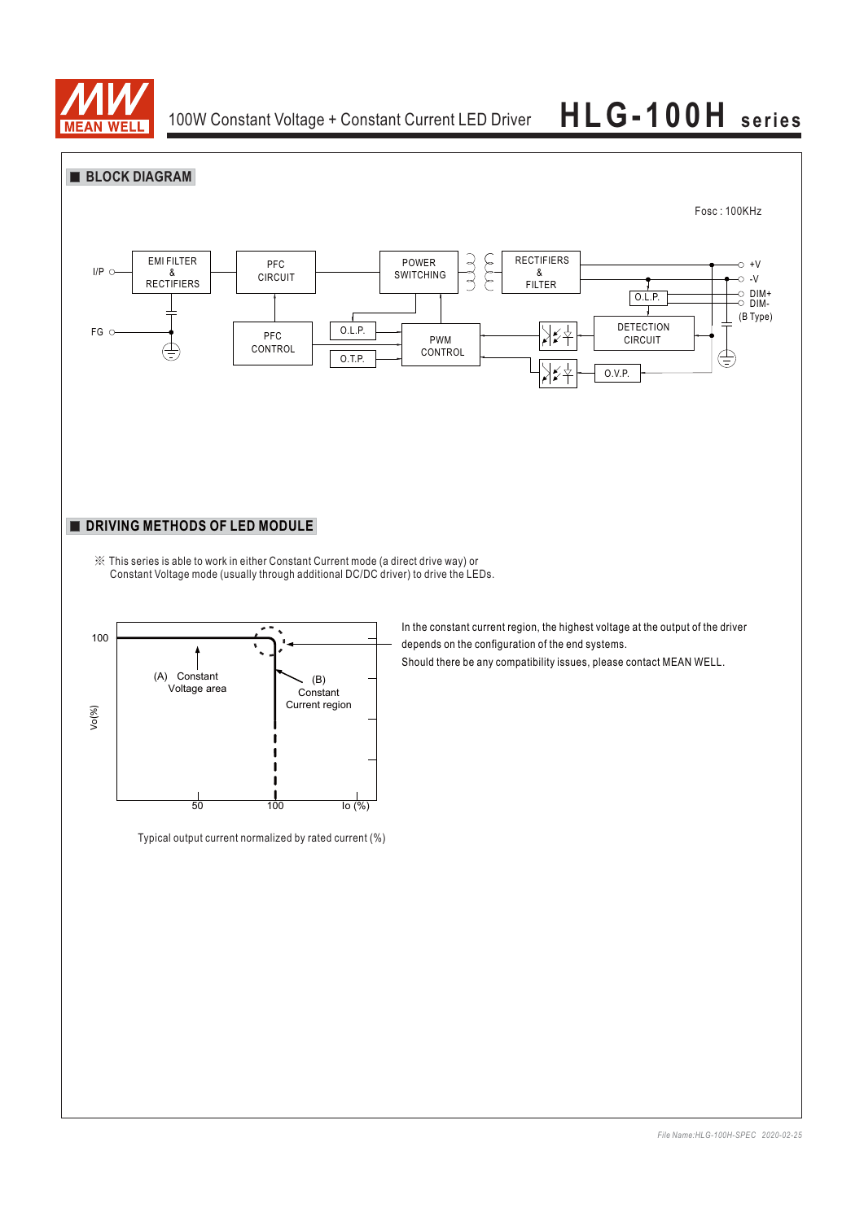## ■ BLOCK DIAGRAM

Fosc : 100KHz

I/P, FG, EMI FILTER & RECTIFIERS, PFC CIRCUIT, POWER SWITCHING, RECTIFIERS & FILTER, PFC CONTROL, O.L.P., O.T.P., PWM CONTROL, O.L.P., DETECTION CIRCUIT, O.V.P., +V, -V, DIM+, DIM-, (B Type)

## ■ DRIVING METHODS OF LED MODULE

※ This series is able to work in either Constant Current mode (a direct drive way) or Constant Voltage mode (usually through additional DC/DC driver) to drive the LEDs.

Vo(%), 100, (A) Constant Voltage area, (B) Constant Current region, 50, 100, Io (%)

Typical output current normalized by rated current (%)

In the constant current region, the highest voltage at the output of the driver depends on the configuration of the end systems.

Should there be any compatibility issues, please contact MEAN WELL.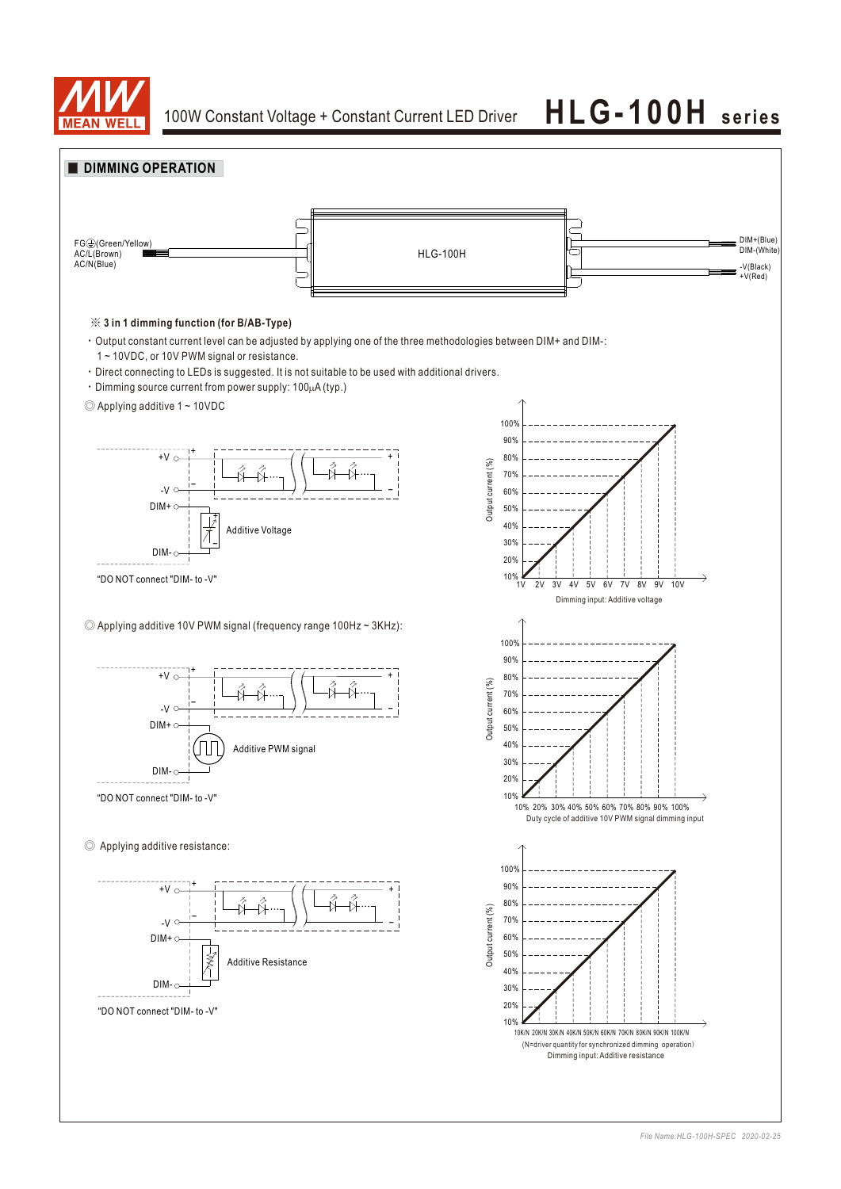## DIMMING OPERATION

FG⏚(Green/Yellow)
AC/L(Brown)
AC/N(Blue)

HLG-100H

DIM+(Blue)
DIM-(White)
-V(Black)
+V(Red)

※ **3 in 1 dimming function (for B/AB-Type)**

- Output constant current level can be adjusted by applying one of the three methodologies between DIM+ and DIM-: 1 ~ 10VDC, or 10V PWM signal or resistance.
- Direct connecting to LEDs is suggested. It is not suitable to be used with additional drivers.
- Dimming source current from power supply: 100μA (typ.)

◎ Applying additive 1 ~ 10VDC

+V, -V, DIM+, DIM-, Additive Voltage

"DO NOT connect "DIM- to -V"

Output current (%): 10%–100%

1V 2V 3V 4V 5V 6V 7V 8V 9V 10V

Dimming input: Additive voltage

◎ Applying additive 10V PWM signal (frequency range 100Hz ~ 3KHz):

+V, -V, DIM+, DIM-, Additive PWM signal

"DO NOT connect "DIM- to -V"

Output current (%): 10%–100%

10% 20% 30% 40% 50% 60% 70% 80% 90% 100%

Duty cycle of additive 10V PWM signal dimming input

◎ Applying additive resistance:

+V, -V, DIM+, DIM-, Additive Resistance

"DO NOT connect "DIM- to -V"

Output current (%): 10%–100%

10K/N 20K/N 30K/N 40K/N 50K/N 60K/N 70K/N 80K/N 90K/N 100K/N

(N=driver quantity for synchronized dimming operation)

Dimming input: Additive resistance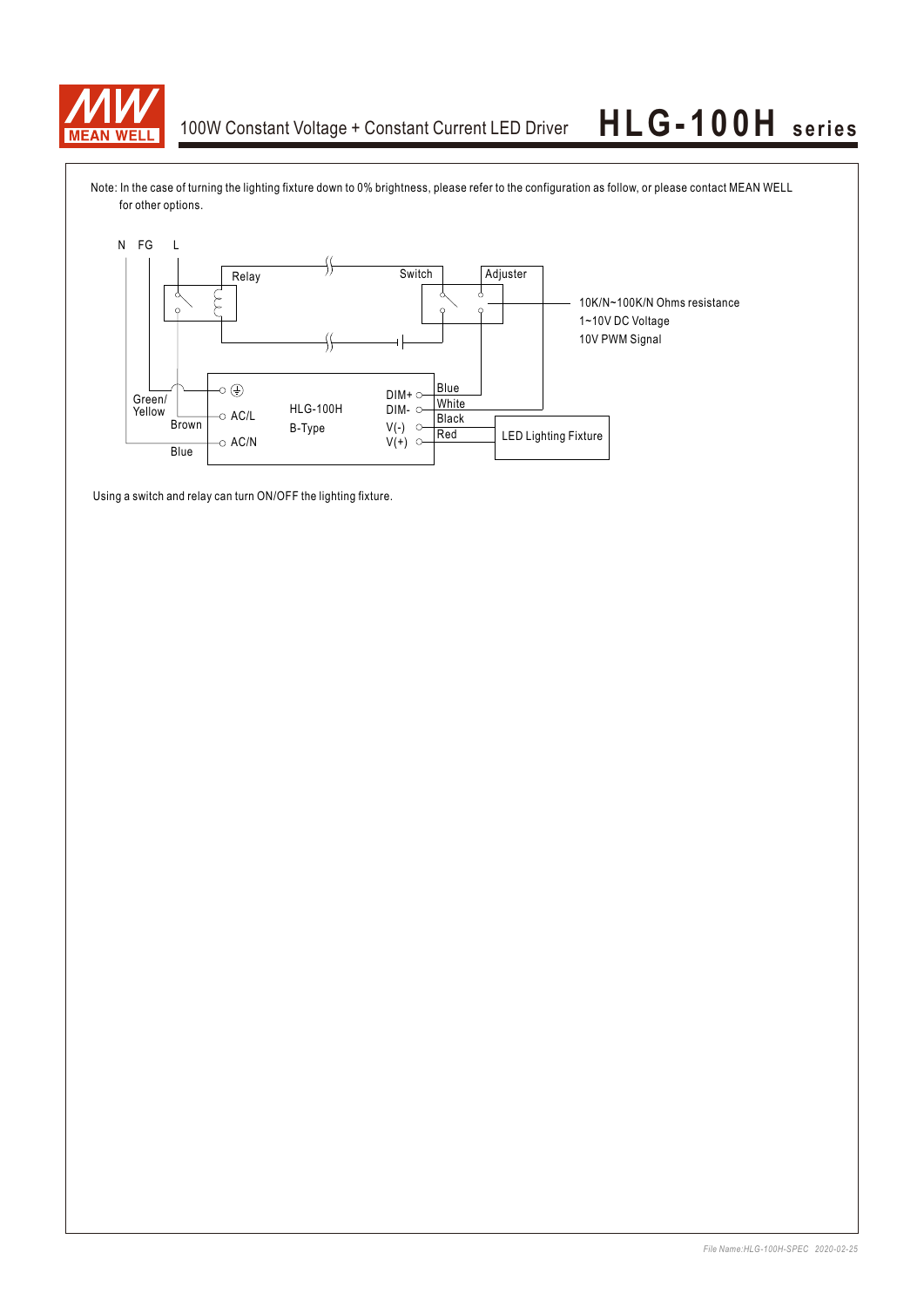Note: In the case of turning the lighting fixture down to 0% brightness, please refer to the configuration as follow, or please contact MEAN WELL for other options.

N FG L

Relay

Switch

Adjuster

10K/N~100K/N Ohms resistance
1~10V DC Voltage
10V PWM Signal

Green/ Yellow

Brown

Blue

AC/L

AC/N

HLG-100H
B-Type

DIM+
DIM-
V(-)
V(+)

Blue
White
Black
Red

LED Lighting Fixture

Using a switch and relay can turn ON/OFF the lighting fixture.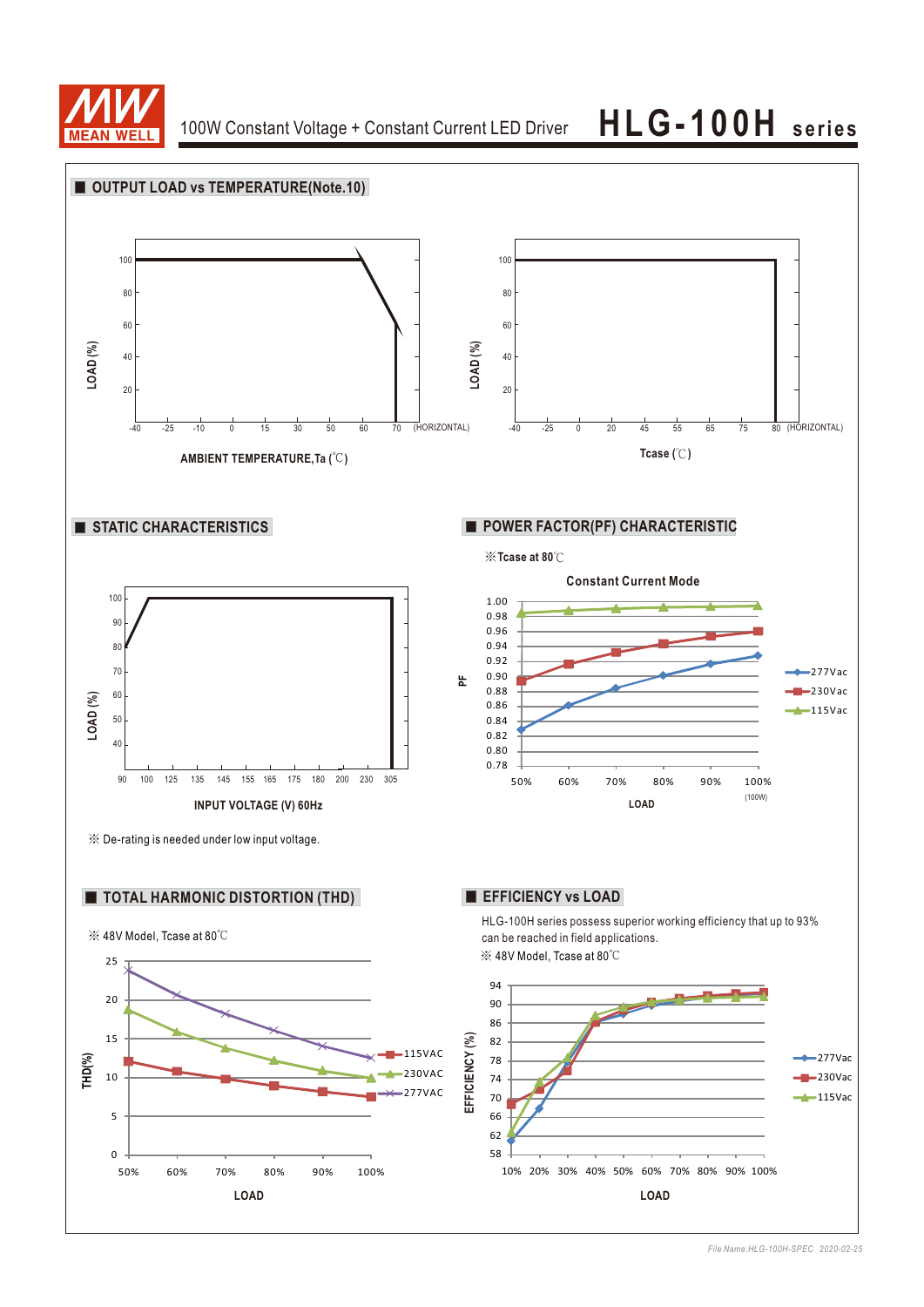# HLG-100H series

100W Constant Voltage + Constant Current LED Driver

## OUTPUT LOAD vs TEMPERATURE(Note.10)

LOAD (%)

100, 80, 60, 40, 20

-40, -25, -10, 0, 15, 30, 50, 60, 70 (HORIZONTAL)

AMBIENT TEMPERATURE,Ta (℃)

LOAD (%)

100, 80, 60, 40, 20

-40, -25, 0, 20, 45, 55, 65, 75, 80 (HORIZONTAL)

Tcase (℃)

## STATIC CHARACTERISTICS

LOAD (%)

100, 90, 80, 70, 60, 50, 40

90, 100, 125, 135, 145, 155, 165, 175, 180, 200, 230, 305

INPUT VOLTAGE (V) 60Hz

※ De-rating is needed under low input voltage.

## POWER FACTOR(PF) CHARACTERISTIC

※Tcase at 80℃

Constant Current Mode

PF

1.00, 0.98, 0.96, 0.94, 0.92, 0.90, 0.88, 0.86, 0.84, 0.82, 0.80, 0.78

50%, 60%, 70%, 80%, 90%, 100% (100W)

LOAD

277Vac, 230Vac, 115Vac

## TOTAL HARMONIC DISTORTION (THD)

※ 48V Model, Tcase at 80℃

THD(%)

25, 20, 15, 10, 5, 0

50%, 60%, 70%, 80%, 90%, 100%

LOAD

115VAC, 230VAC, 277VAC

## EFFICIENCY vs LOAD

HLG-100H series possess superior working efficiency that up to 93% can be reached in field applications.

※ 48V Model, Tcase at 80℃

EFFICIENCY (%)

94, 90, 86, 82, 78, 74, 70, 66, 62, 58

10%, 20%, 30%, 40%, 50%, 60%, 70%, 80%, 90%, 100%

LOAD

277Vac, 230Vac, 115Vac

File Name:HLG-100H-SPEC 2020-02-25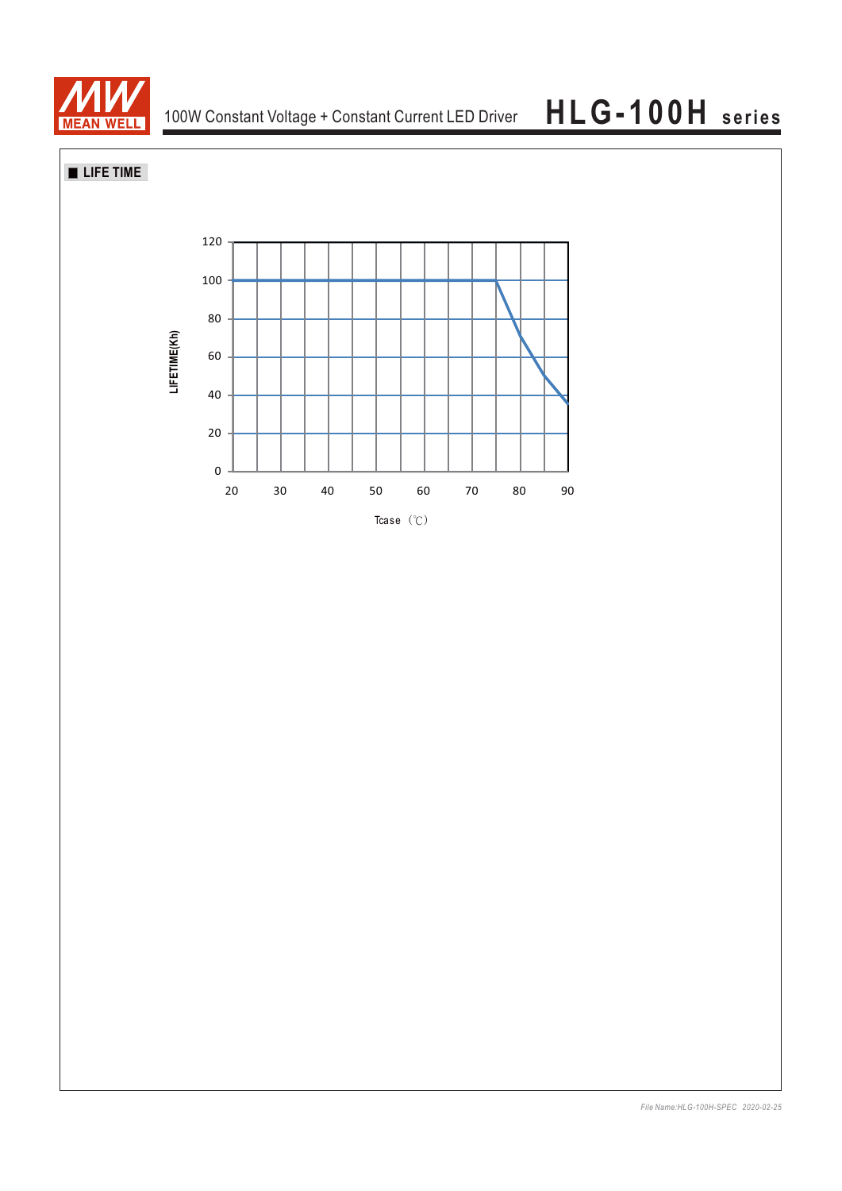## ■ LIFE TIME

LIFETIME(Kh)

120
100
80
60
40
20
0

20 30 40 50 60 70 80 90

Tcase （℃）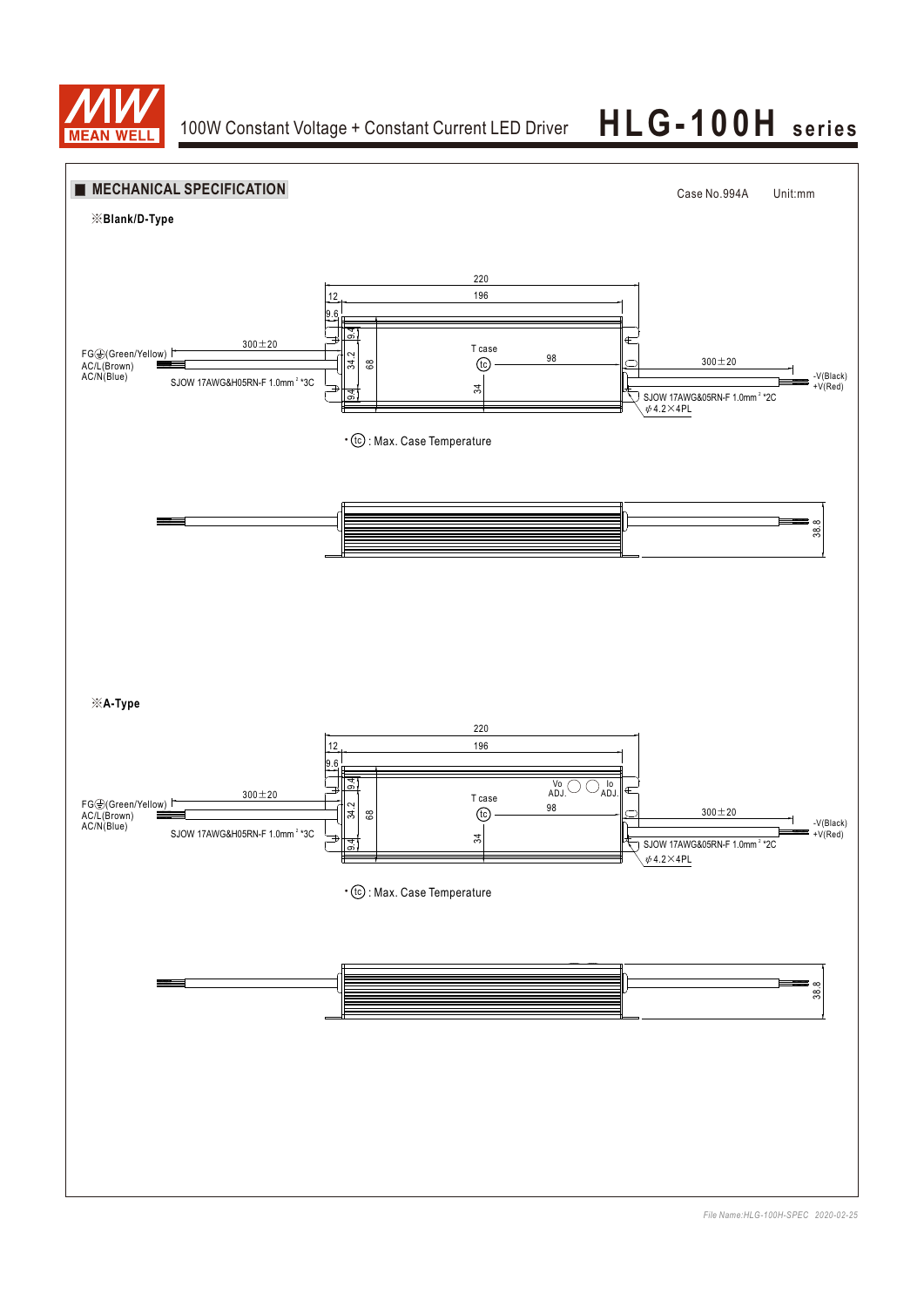## ■ MECHANICAL SPECIFICATION

Case No.994A Unit:mm

※**Blank/D-Type**

220
12
196
9.6
9.4
34.2
68
9.4
34
T case
tc
98
300±20
300±20

FG⏚(Green/Yellow)
AC/L(Brown)
AC/N(Blue)

SJOW 17AWG&H05RN-F 1.0mm² *3C

-V(Black)
+V(Red)

SJOW 17AWG&05RN-F 1.0mm² *2C

ϕ4.2×4PL

• (tc) : Max. Case Temperature

38.8

※**A-Type**

220
12
196
9.6
9.4
34.2
68
9.4
34
Vo ADJ.
Io ADJ.
T case
tc
98
300±20
300±20

FG⏚(Green/Yellow)
AC/L(Brown)
AC/N(Blue)

SJOW 17AWG&H05RN-F 1.0mm² *3C

-V(Black)
+V(Red)

SJOW 17AWG&05RN-F 1.0mm² *2C

ϕ4.2×4PL

• (tc) : Max. Case Temperature

38.8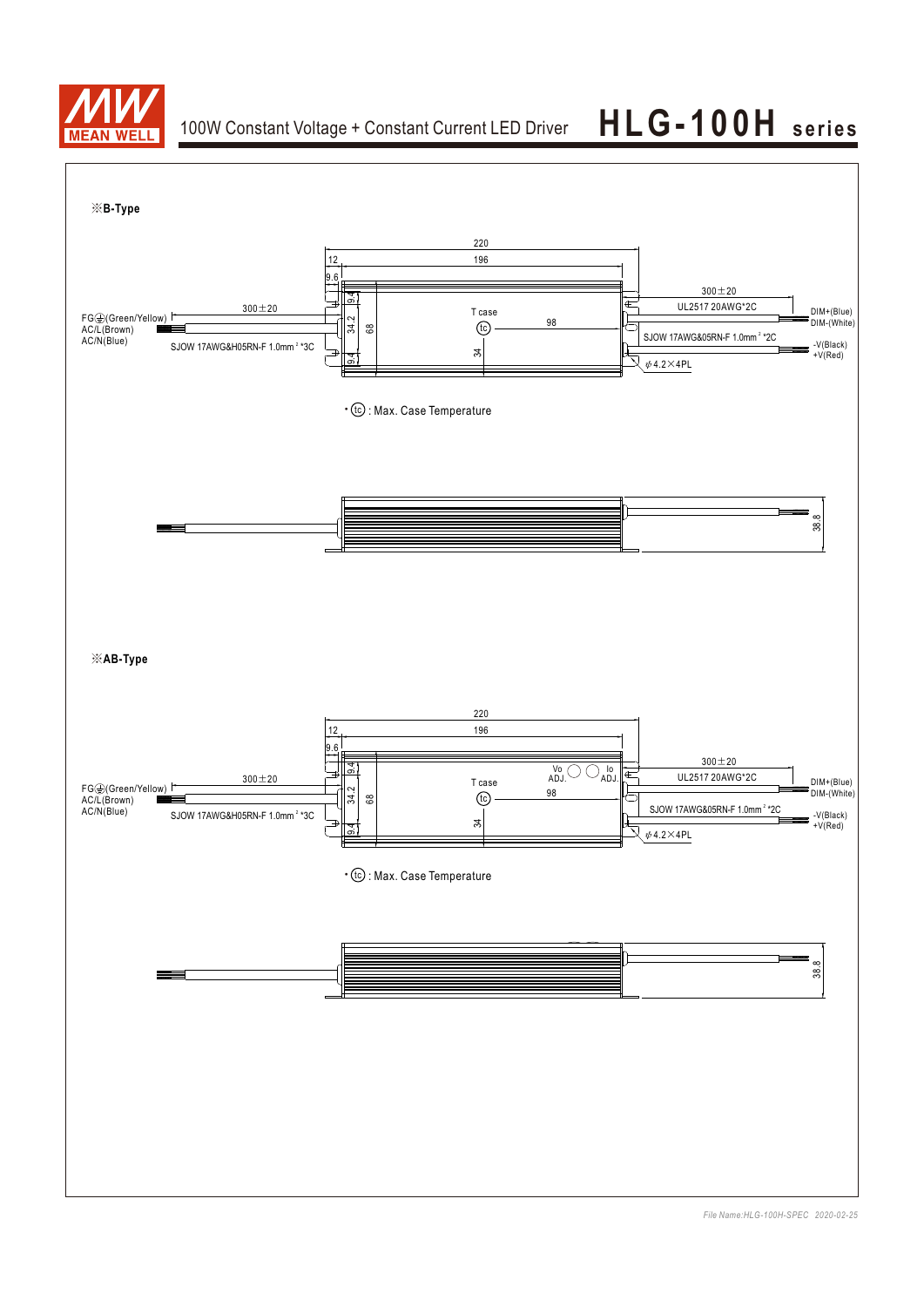## ※B-Type

220
12
196
9.6
300±20
FG⏚(Green/Yellow)
AC/L(Brown)
AC/N(Blue)
SJOW 17AWG&H05RN-F 1.0mm² *3C
9.4
34.2
68
9.4
T case
tc
98
34
300±20
UL2517 20AWG*2C
DIM+(Blue)
DIM-(White)
SJOW 17AWG&05RN-F 1.0mm² *2C
-V(Black)
+V(Red)
ϕ4.2×4PL

• tc : Max. Case Temperature

38.8

## ※AB-Type

220
12
196
9.6
300±20
FG⏚(Green/Yellow)
AC/L(Brown)
AC/N(Blue)
SJOW 17AWG&H05RN-F 1.0mm² *3C
9.4
34.2
68
9.4
T case
tc
Vo ADJ.
Io ADJ.
98
34
300±20
UL2517 20AWG*2C
DIM+(Blue)
DIM-(White)
SJOW 17AWG&05RN-F 1.0mm² *2C
-V(Black)
+V(Red)
ϕ4.2×4PL

• tc : Max. Case Temperature

38.8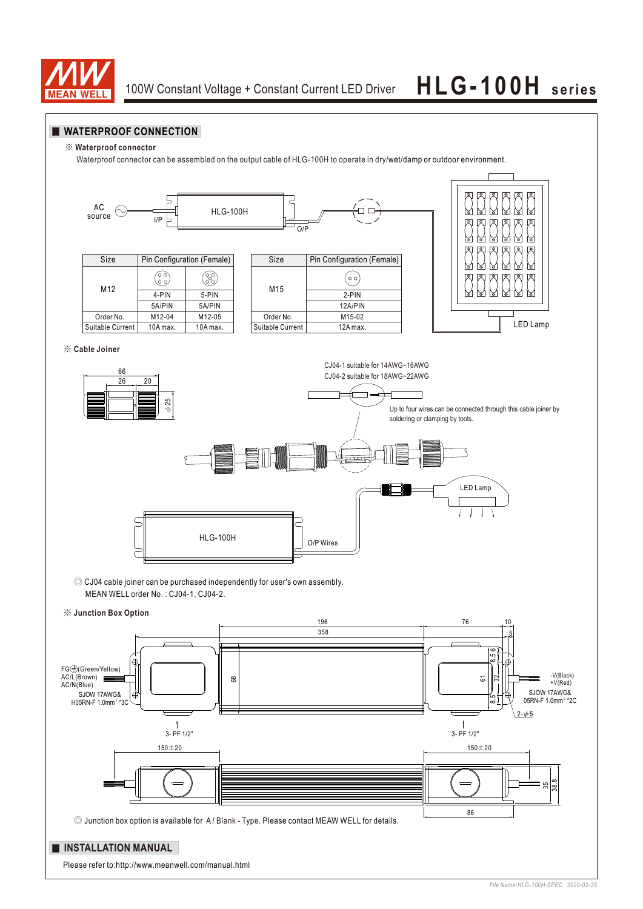# 100W Constant Voltage + Constant Current LED Driver — HLG-100H series

## WATERPROOF CONNECTION

※ **Waterproof connector**

Waterproof connector can be assembled on the output cable of HLG-100H to operate in dry/wet/damp or outdoor environment.

AC source

I/P

HLG-100H

O/P

LED Lamp

| Size | Pin Configuration (Female) | |
|---|---|---|
| M12 | 4-PIN | 5-PIN |
| | 5A/PIN | 5A/PIN |
| Order No. | M12-04 | M12-05 |
| Suitable Current | 10A max. | 10A max. |

| Size | Pin Configuration (Female) |
|---|---|
| M15 | 2-PIN |
| | 12A/PIN |
| Order No. | M15-02 |
| Suitable Current | 12A max. |

※ **Cable Joiner**

66

26

20

φ25

CJ04-1 suitable for 14AWG~16AWG

CJ04-2 suitable for 18AWG~22AWG

Up to four wires can be connected through this cable joiner by soldering or clamping by tools.

LED Lamp

HLG-100H

O/P Wires

◎ CJ04 cable joiner can be purchased independently for user's own assembly.
MEAN WELL order No. : CJ04-1, CJ04-2.

※ **Junction Box Option**

196

76

10

358

5

FG⏚(Green/Yellow)
AC/L(Brown)
AC/N(Blue)

SJOW 17AWG&
H05RN-F 1.0mm² *3C

68

61

32

8.5

6

8.5

-V(Black)
+V(Red)

SJOW 17AWG&
05RN-F 1.0mm² *2C

2-φ5

3- PF 1/2"

3- PF 1/2"

150±20

150±20

35

38.8

86

◎ Junction box option is available for A / Blank - Type. Please contact MEAW WELL for details.

## INSTALLATION MANUAL

Please refer to:http://www.meanwell.com/manual.html

*File Name:HLG-100H-SPEC 2020-02-25*